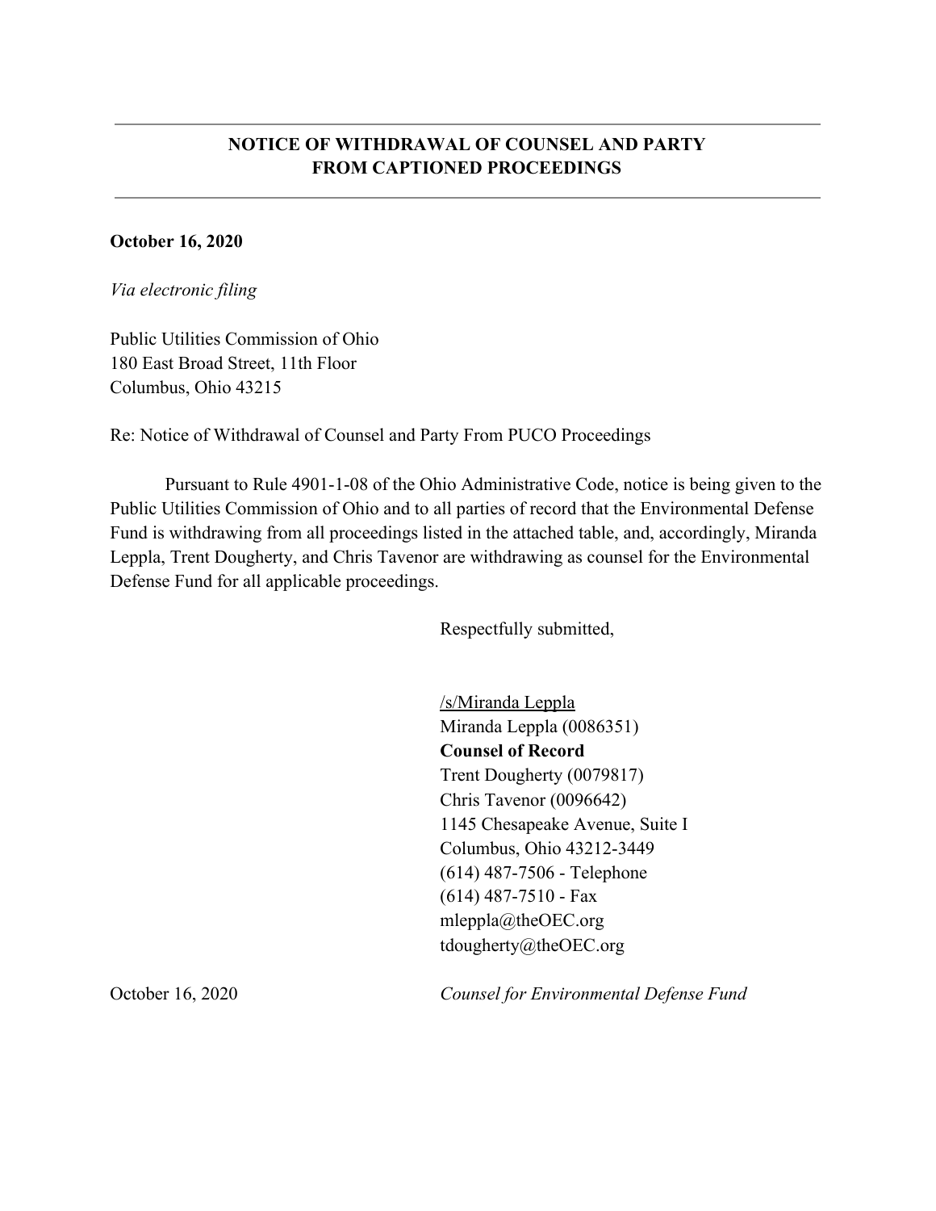## NOTICE OF WITHDRAWAL OF COUNSEL AND PARTY FROM CAPTIONED PROCEEDINGS

**October 16, 2020**

*Via electronic filing*

Public Utilities Commission of Ohio
180 East Broad Street, 11th Floor
Columbus, Ohio 43215

Re: Notice of Withdrawal of Counsel and Party From PUCO Proceedings

Pursuant to Rule 4901-1-08 of the Ohio Administrative Code, notice is being given to the Public Utilities Commission of Ohio and to all parties of record that the Environmental Defense Fund is withdrawing from all proceedings listed in the attached table, and, accordingly, Miranda Leppla, Trent Dougherty, and Chris Tavenor are withdrawing as counsel for the Environmental Defense Fund for all applicable proceedings.

Respectfully submitted,

/s/Miranda Leppla
Miranda Leppla (0086351)
**Counsel of Record**
Trent Dougherty (0079817)
Chris Tavenor (0096642)
1145 Chesapeake Avenue, Suite I
Columbus, Ohio 43212-3449
(614) 487-7506 - Telephone
(614) 487-7510 - Fax
mleppla@theOEC.org
tdougherty@theOEC.org

October 16, 2020

*Counsel for Environmental Defense Fund*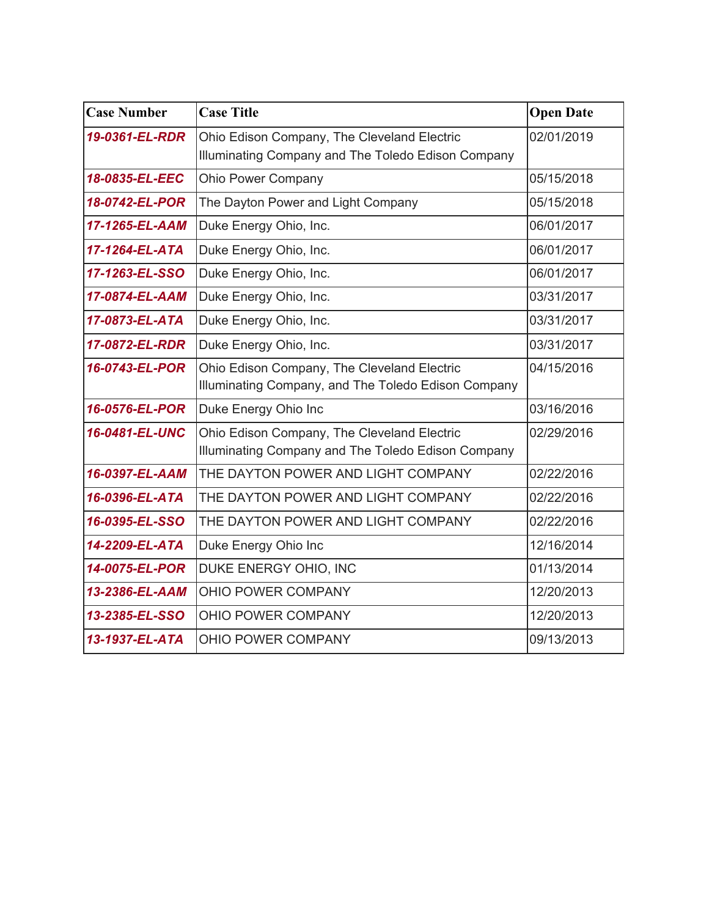| Case Number | Case Title | Open Date |
| --- | --- | --- |
| ***19-0361-EL-RDR*** | Ohio Edison Company, The Cleveland Electric Illuminating Company and The Toledo Edison Company | 02/01/2019 |
| ***18-0835-EL-EEC*** | Ohio Power Company | 05/15/2018 |
| ***18-0742-EL-POR*** | The Dayton Power and Light Company | 05/15/2018 |
| ***17-1265-EL-AAM*** | Duke Energy Ohio, Inc. | 06/01/2017 |
| ***17-1264-EL-ATA*** | Duke Energy Ohio, Inc. | 06/01/2017 |
| ***17-1263-EL-SSO*** | Duke Energy Ohio, Inc. | 06/01/2017 |
| ***17-0874-EL-AAM*** | Duke Energy Ohio, Inc. | 03/31/2017 |
| ***17-0873-EL-ATA*** | Duke Energy Ohio, Inc. | 03/31/2017 |
| ***17-0872-EL-RDR*** | Duke Energy Ohio, Inc. | 03/31/2017 |
| ***16-0743-EL-POR*** | Ohio Edison Company, The Cleveland Electric Illuminating Company, and The Toledo Edison Company | 04/15/2016 |
| ***16-0576-EL-POR*** | Duke Energy Ohio Inc | 03/16/2016 |
| ***16-0481-EL-UNC*** | Ohio Edison Company, The Cleveland Electric Illuminating Company and The Toledo Edison Company | 02/29/2016 |
| ***16-0397-EL-AAM*** | THE DAYTON POWER AND LIGHT COMPANY | 02/22/2016 |
| ***16-0396-EL-ATA*** | THE DAYTON POWER AND LIGHT COMPANY | 02/22/2016 |
| ***16-0395-EL-SSO*** | THE DAYTON POWER AND LIGHT COMPANY | 02/22/2016 |
| ***14-2209-EL-ATA*** | Duke Energy Ohio Inc | 12/16/2014 |
| ***14-0075-EL-POR*** | DUKE ENERGY OHIO, INC | 01/13/2014 |
| ***13-2386-EL-AAM*** | OHIO POWER COMPANY | 12/20/2013 |
| ***13-2385-EL-SSO*** | OHIO POWER COMPANY | 12/20/2013 |
| ***13-1937-EL-ATA*** | OHIO POWER COMPANY | 09/13/2013 |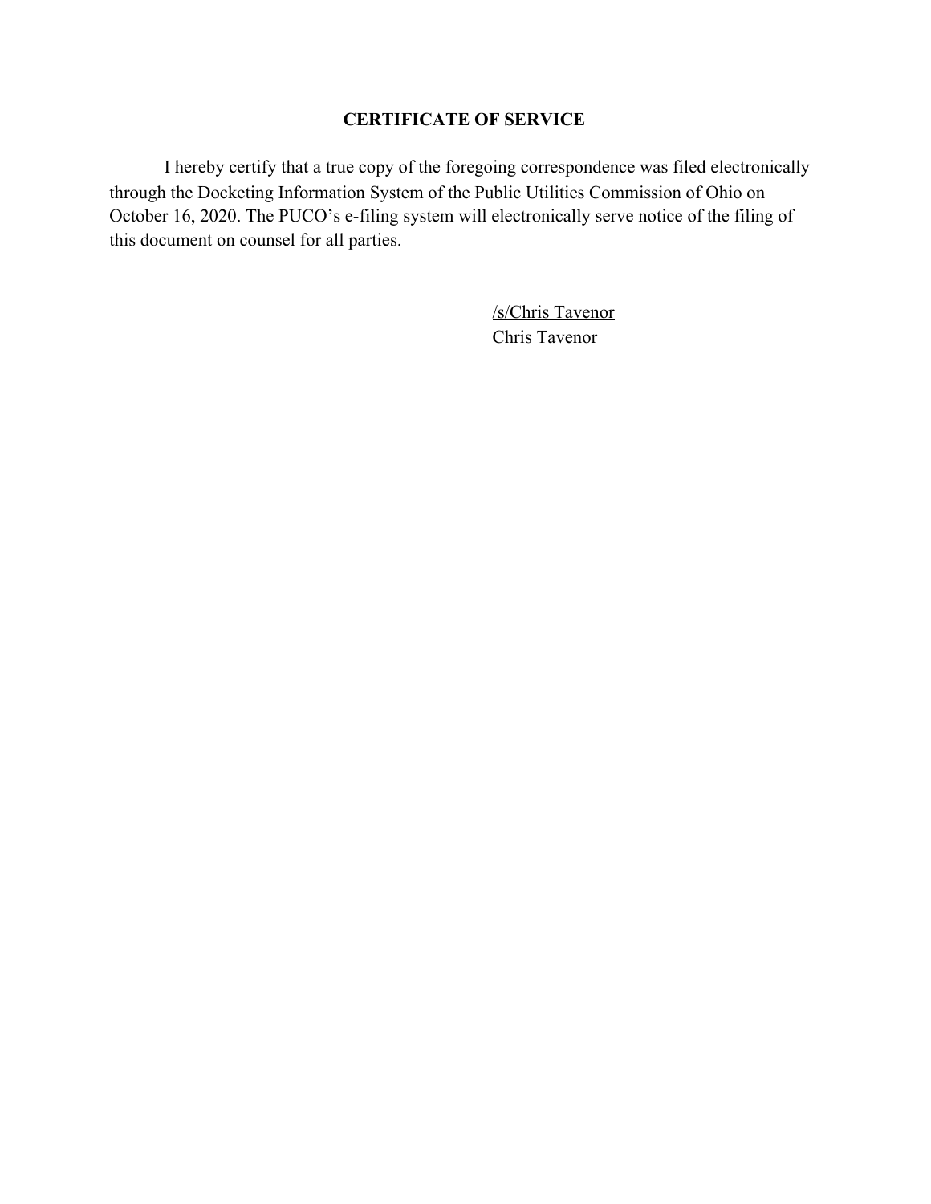## CERTIFICATE OF SERVICE

I hereby certify that a true copy of the foregoing correspondence was filed electronically through the Docketing Information System of the Public Utilities Commission of Ohio on October 16, 2020. The PUCO's e-filing system will electronically serve notice of the filing of this document on counsel for all parties.

/s/Chris Tavenor
Chris Tavenor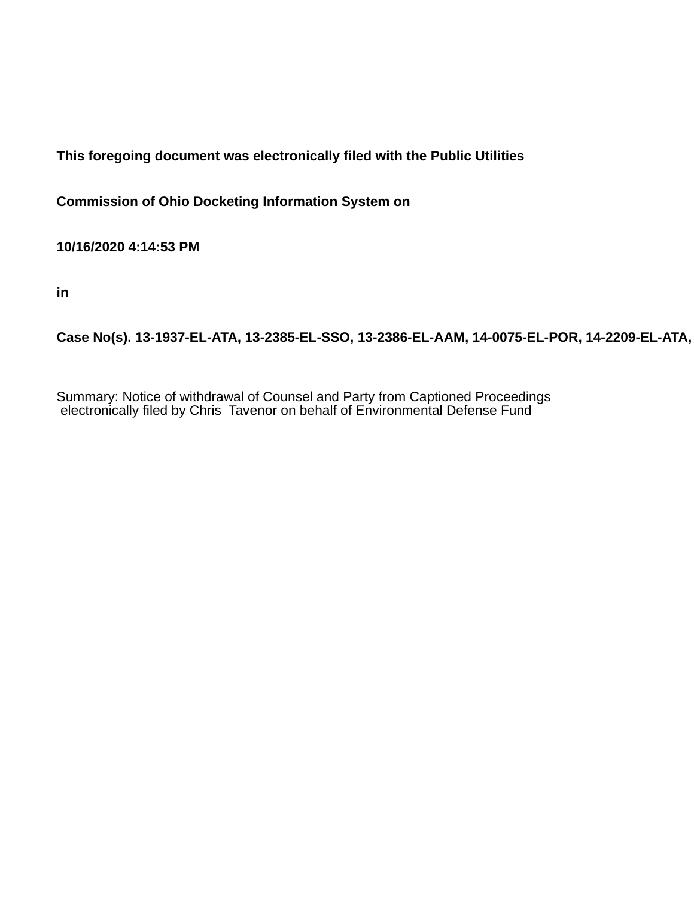**This foregoing document was electronically filed with the Public Utilities**

**Commission of Ohio Docketing Information System on**

**10/16/2020 4:14:53 PM**

**in**

**Case No(s). 13-1937-EL-ATA, 13-2385-EL-SSO, 13-2386-EL-AAM, 14-0075-EL-POR, 14-2209-EL-ATA,**

Summary: Notice of withdrawal of Counsel and Party from Captioned Proceedings electronically filed by Chris Tavenor on behalf of Environmental Defense Fund